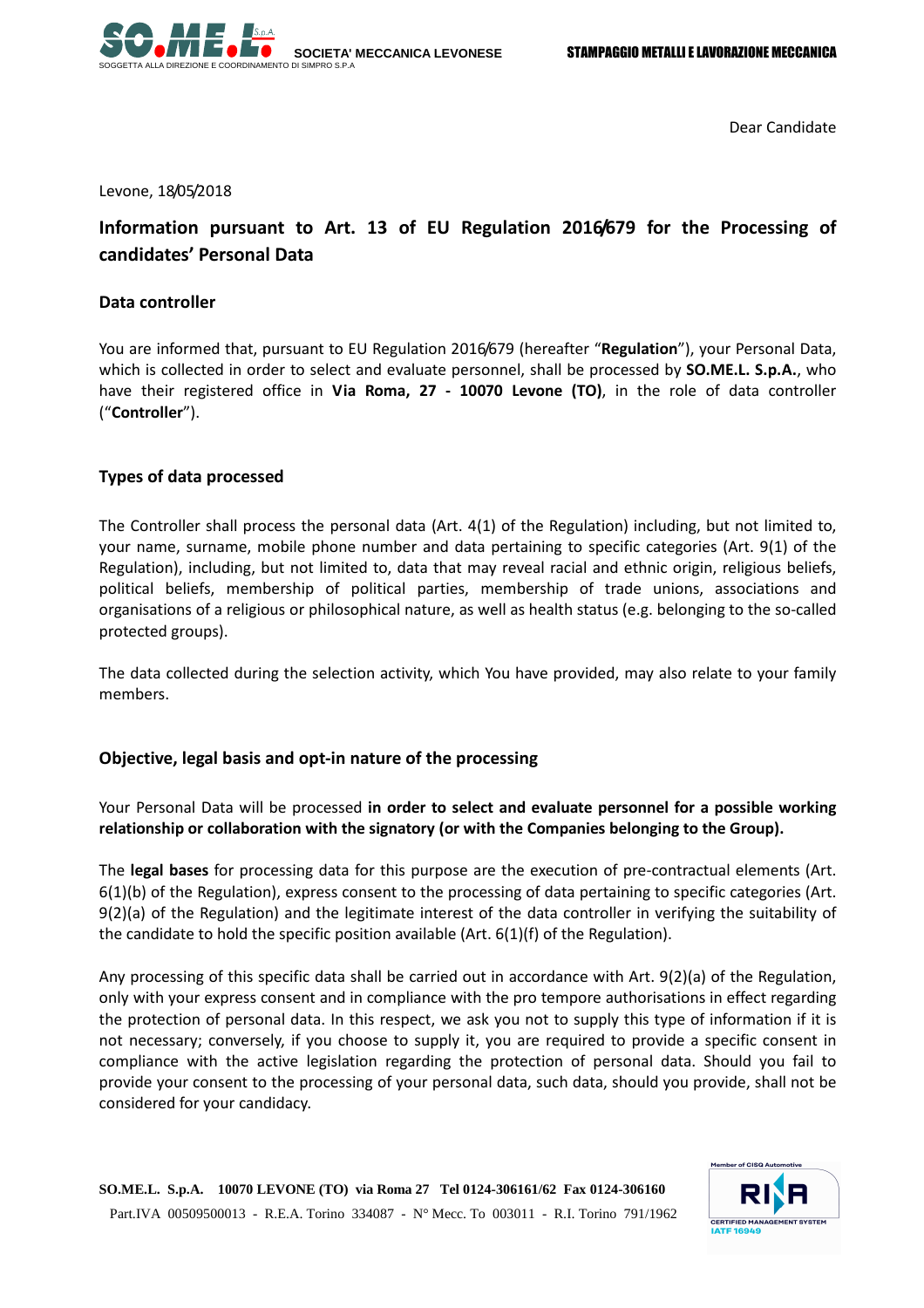Dear Candidate

Levone, 18/05/2018

## Information pursuant to Art. 13 of EU Regulation 2016/679 for the Processing of candidates' Personal Data

### Data controller

You are informed that, pursuant to EU Regulation 2016/679 (hereafter "**Regulation**"), your Personal Data, which is collected in order to select and evaluate personnel, shall be processed by **SO.ME.L. S.p.A.**, who have their registered office in **Via Roma, 27 - 10070 Levone (TO)**, in the role of data controller ("**Controller**").

### Types of data processed

The Controller shall process the personal data (Art. 4(1) of the Regulation) including, but not limited to, your name, surname, mobile phone number and data pertaining to specific categories (Art. 9(1) of the Regulation), including, but not limited to, data that may reveal racial and ethnic origin, religious beliefs, political beliefs, membership of political parties, membership of trade unions, associations and organisations of a religious or philosophical nature, as well as health status (e.g. belonging to the so-called protected groups).

The data collected during the selection activity, which You have provided, may also relate to your family members.

### Objective, legal basis and opt-in nature of the processing

Your Personal Data will be processed **in order to select and evaluate personnel for a possible working relationship or collaboration with the signatory (or with the Companies belonging to the Group).**

The **legal bases** for processing data for this purpose are the execution of pre-contractual elements (Art. 6(1)(b) of the Regulation), express consent to the processing of data pertaining to specific categories (Art. 9(2)(a) of the Regulation) and the legitimate interest of the data controller in verifying the suitability of the candidate to hold the specific position available (Art. 6(1)(f) of the Regulation).

Any processing of this specific data shall be carried out in accordance with Art. 9(2)(a) of the Regulation, only with your express consent and in compliance with the pro tempore authorisations in effect regarding the protection of personal data. In this respect, we ask you not to supply this type of information if it is not necessary; conversely, if you choose to supply it, you are required to provide a specific consent in compliance with the active legislation regarding the protection of personal data. Should you fail to provide your consent to the processing of your personal data, such data, should you provide, shall not be considered for your candidacy.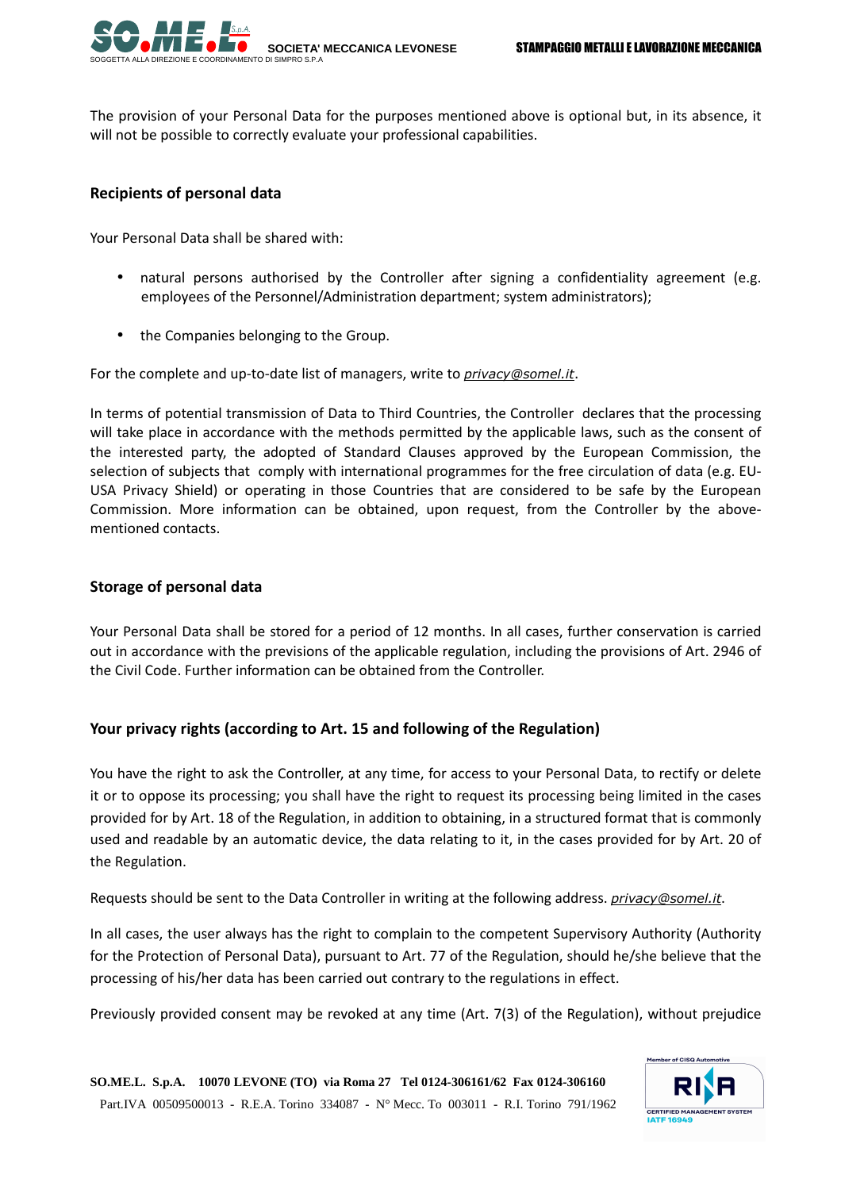The provision of your Personal Data for the purposes mentioned above is optional but, in its absence, it will not be possible to correctly evaluate your professional capabilities.

### Recipients of personal data

Your Personal Data shall be shared with:

- natural persons authorised by the Controller after signing a confidentiality agreement (e.g. employees of the Personnel/Administration department; system administrators);
- the Companies belonging to the Group.

For the complete and up-to-date list of managers, write to *privacy@somel.it*.

In terms of potential transmission of Data to Third Countries, the Controller declares that the processing will take place in accordance with the methods permitted by the applicable laws, such as the consent of the interested party, the adopted of Standard Clauses approved by the European Commission, the selection of subjects that comply with international programmes for the free circulation of data (e.g. EU-USA Privacy Shield) or operating in those Countries that are considered to be safe by the European Commission. More information can be obtained, upon request, from the Controller by the above-mentioned contacts.

### Storage of personal data

Your Personal Data shall be stored for a period of 12 months. In all cases, further conservation is carried out in accordance with the previsions of the applicable regulation, including the provisions of Art. 2946 of the Civil Code. Further information can be obtained from the Controller.

### Your privacy rights (according to Art. 15 and following of the Regulation)

You have the right to ask the Controller, at any time, for access to your Personal Data, to rectify or delete it or to oppose its processing; you shall have the right to request its processing being limited in the cases provided for by Art. 18 of the Regulation, in addition to obtaining, in a structured format that is commonly used and readable by an automatic device, the data relating to it, in the cases provided for by Art. 20 of the Regulation.

Requests should be sent to the Data Controller in writing at the following address. *privacy@somel.it*.

In all cases, the user always has the right to complain to the competent Supervisory Authority (Authority for the Protection of Personal Data), pursuant to Art. 77 of the Regulation, should he/she believe that the processing of his/her data has been carried out contrary to the regulations in effect.

Previously provided consent may be revoked at any time (Art. 7(3) of the Regulation), without prejudice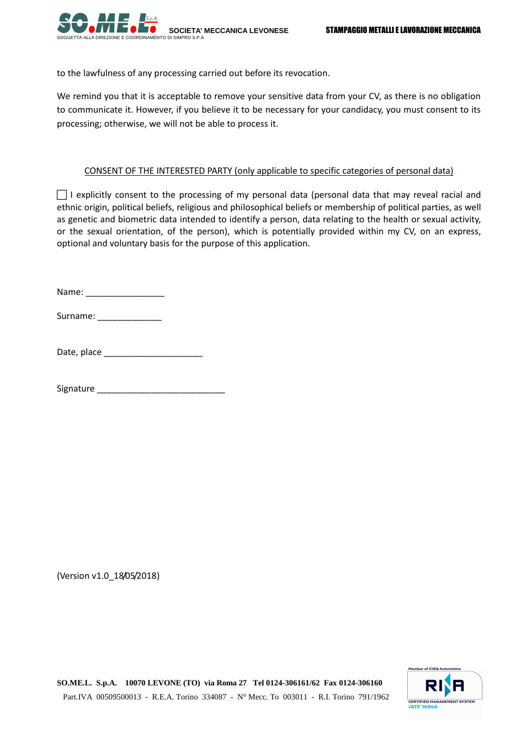to the lawfulness of any processing carried out before its revocation.

We remind you that it is acceptable to remove your sensitive data from your CV, as there is no obligation to communicate it. However, if you believe it to be necessary for your candidacy, you must consent to its processing; otherwise, we will not be able to process it.

CONSENT OF THE INTERESTED PARTY (only applicable to specific categories of personal data)

☐ I explicitly consent to the processing of my personal data (personal data that may reveal racial and ethnic origin, political beliefs, religious and philosophical beliefs or membership of political parties, as well as genetic and biometric data intended to identify a person, data relating to the health or sexual activity, or the sexual orientation, of the person), which is potentially provided within my CV, on an express, optional and voluntary basis for the purpose of this application.

Name: ________________

Surname: _____________

Date, place ____________________

Signature __________________________

(Version v1.0_18/05/2018)